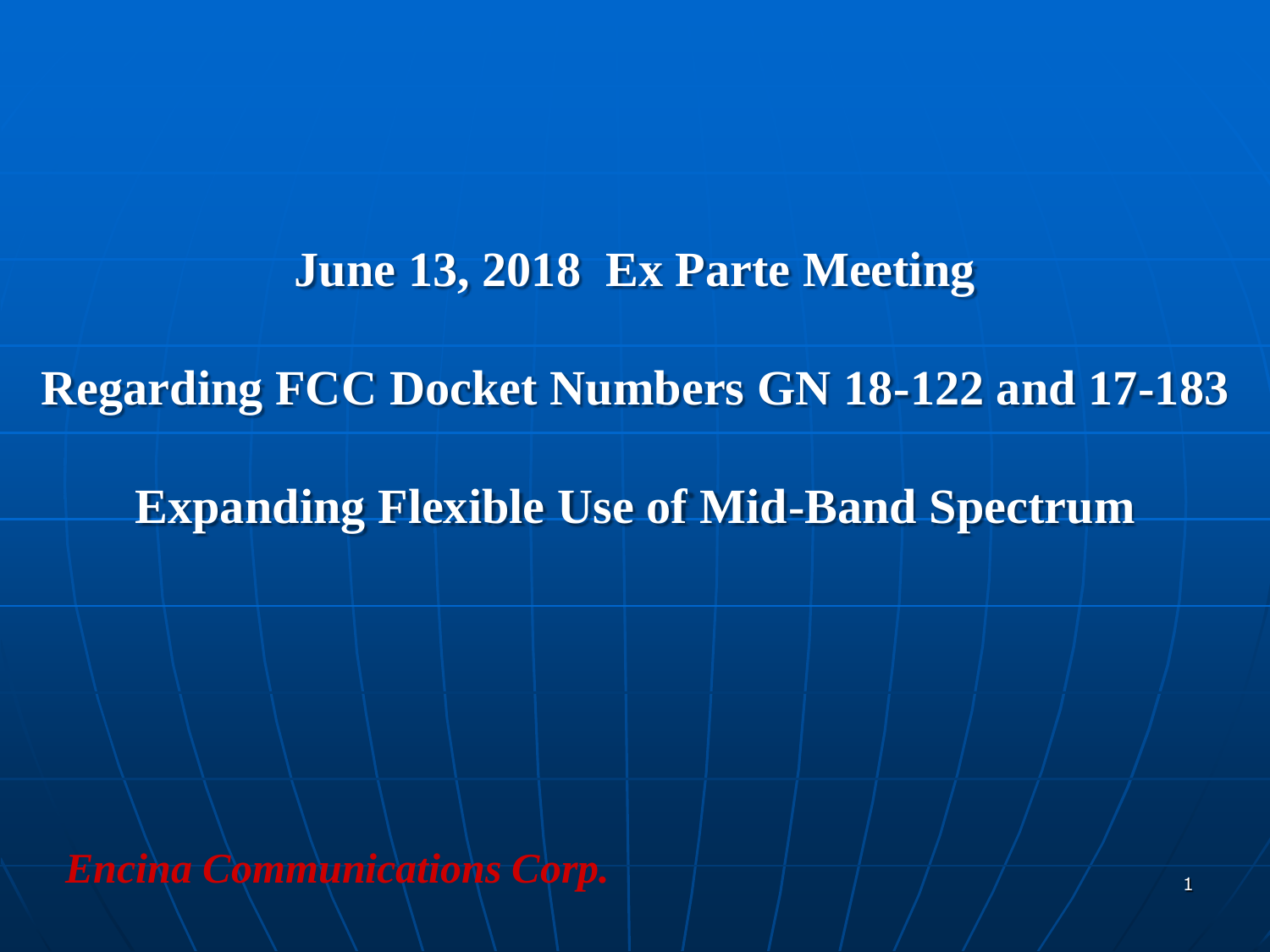# June 13, 2018 Ex Parte Meeting

# Regarding FCC Docket Numbers GN 18-122 and 17-183

# Expanding Flexible Use of Mid-Band Spectrum

***Encina Communications Corp.***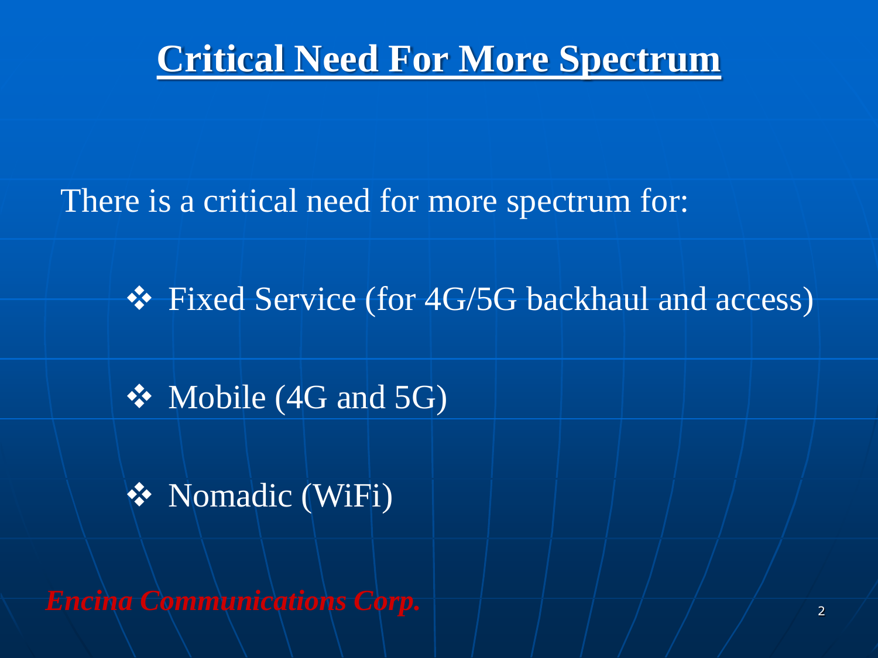# Critical Need For More Spectrum

There is a critical need for more spectrum for:

- Fixed Service (for 4G/5G backhaul and access)
- Mobile (4G and 5G)
- Nomadic (WiFi)

***Encina Communications Corp.***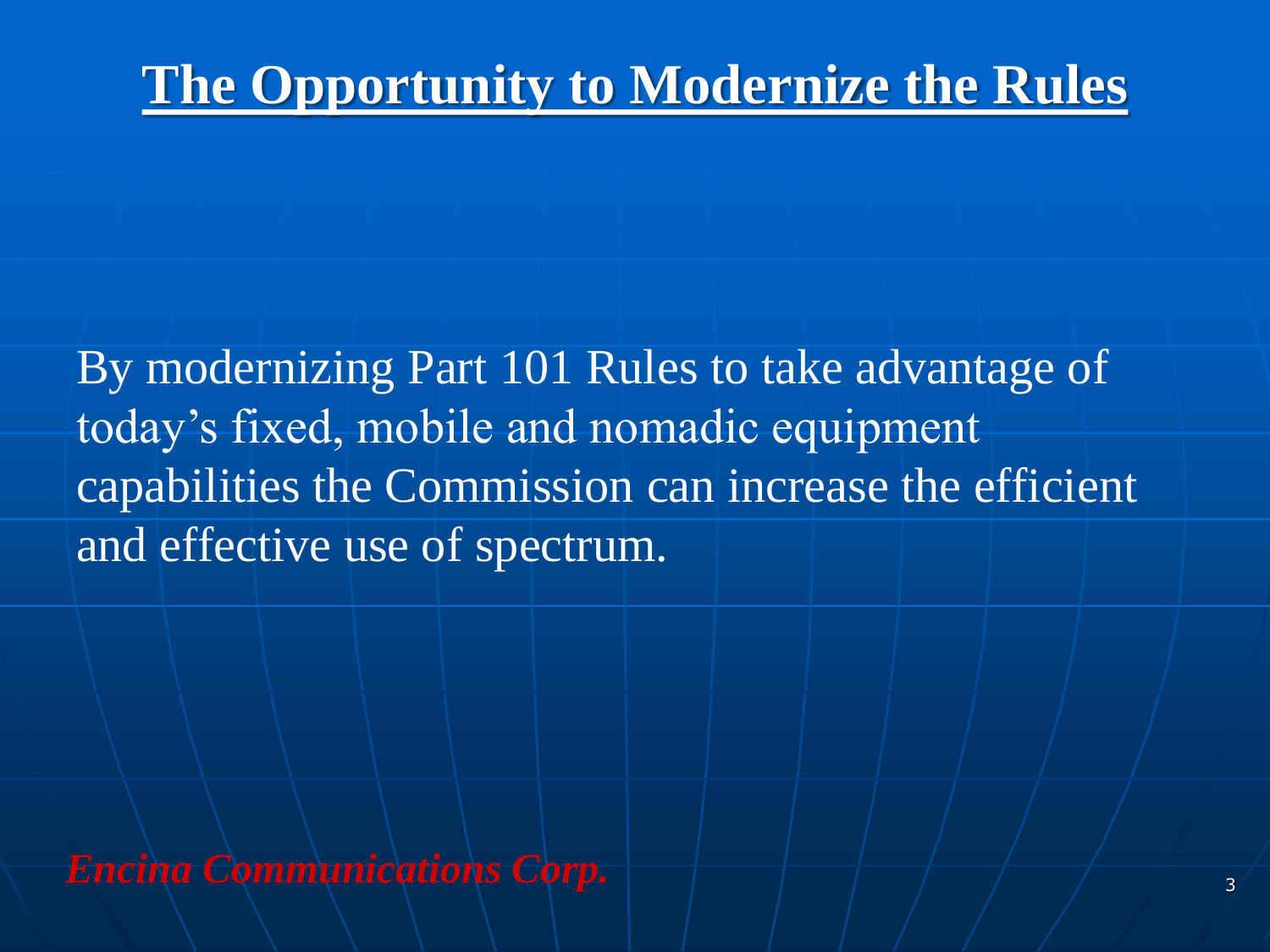# The Opportunity to Modernize the Rules

By modernizing Part 101 Rules to take advantage of today's fixed, mobile and nomadic equipment capabilities the Commission can increase the efficient and effective use of spectrum.

*Encina Communications Corp.*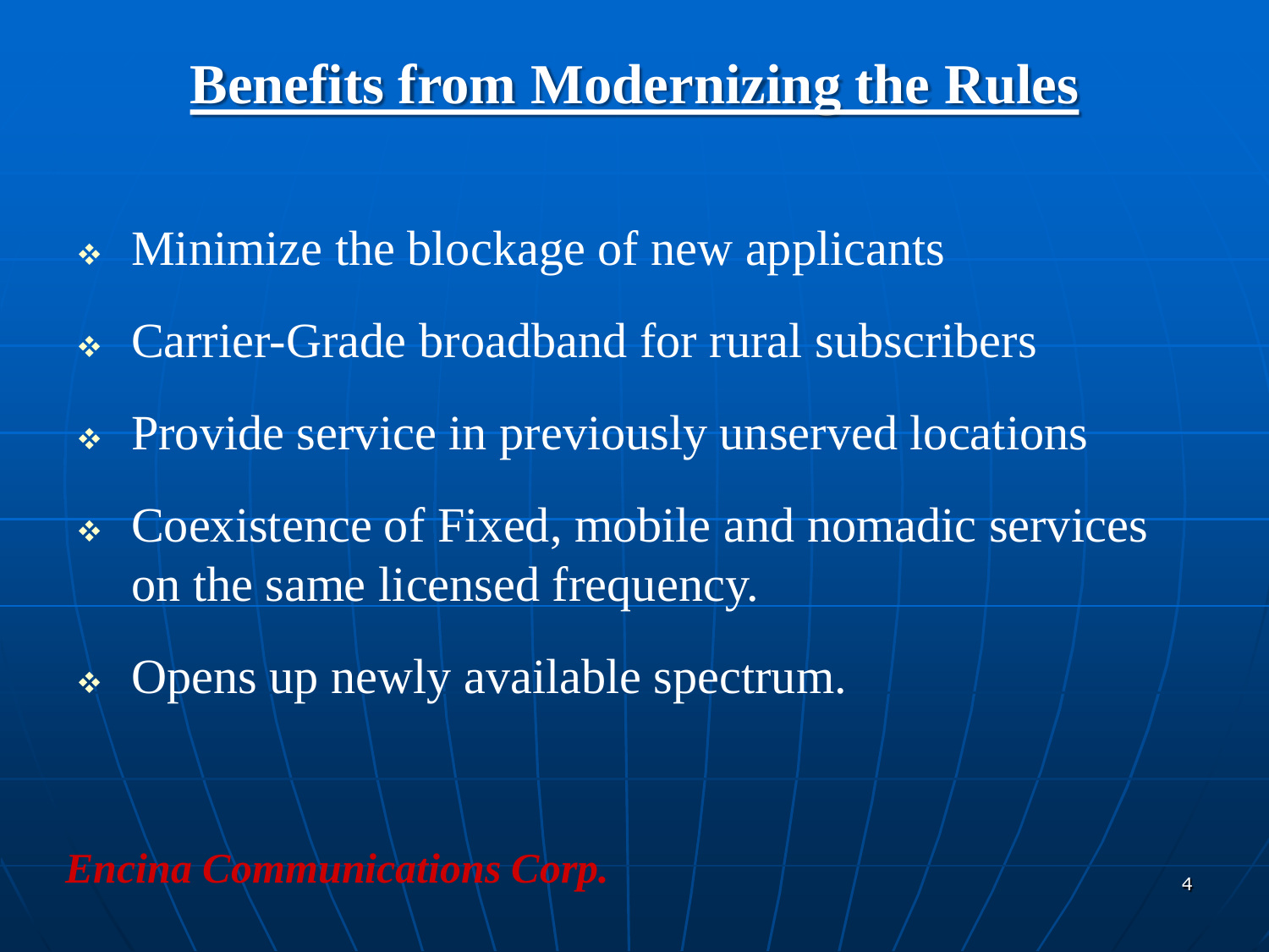# Benefits from Modernizing the Rules

- Minimize the blockage of new applicants
- Carrier-Grade broadband for rural subscribers
- Provide service in previously unserved locations
- Coexistence of Fixed, mobile and nomadic services on the same licensed frequency.
- Opens up newly available spectrum.

*Encina Communications Corp.*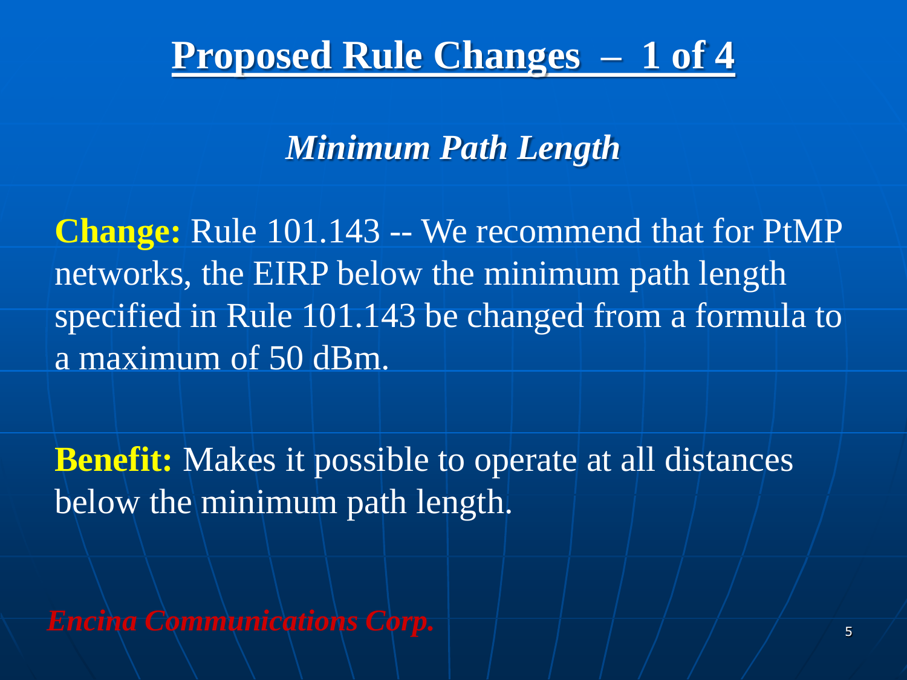# Proposed Rule Changes – 1 of 4

## *Minimum Path Length*

**Change:** Rule 101.143 -- We recommend that for PtMP networks, the EIRP below the minimum path length specified in Rule 101.143 be changed from a formula to a maximum of 50 dBm.

**Benefit:** Makes it possible to operate at all distances below the minimum path length.

***Encina Communications Corp.***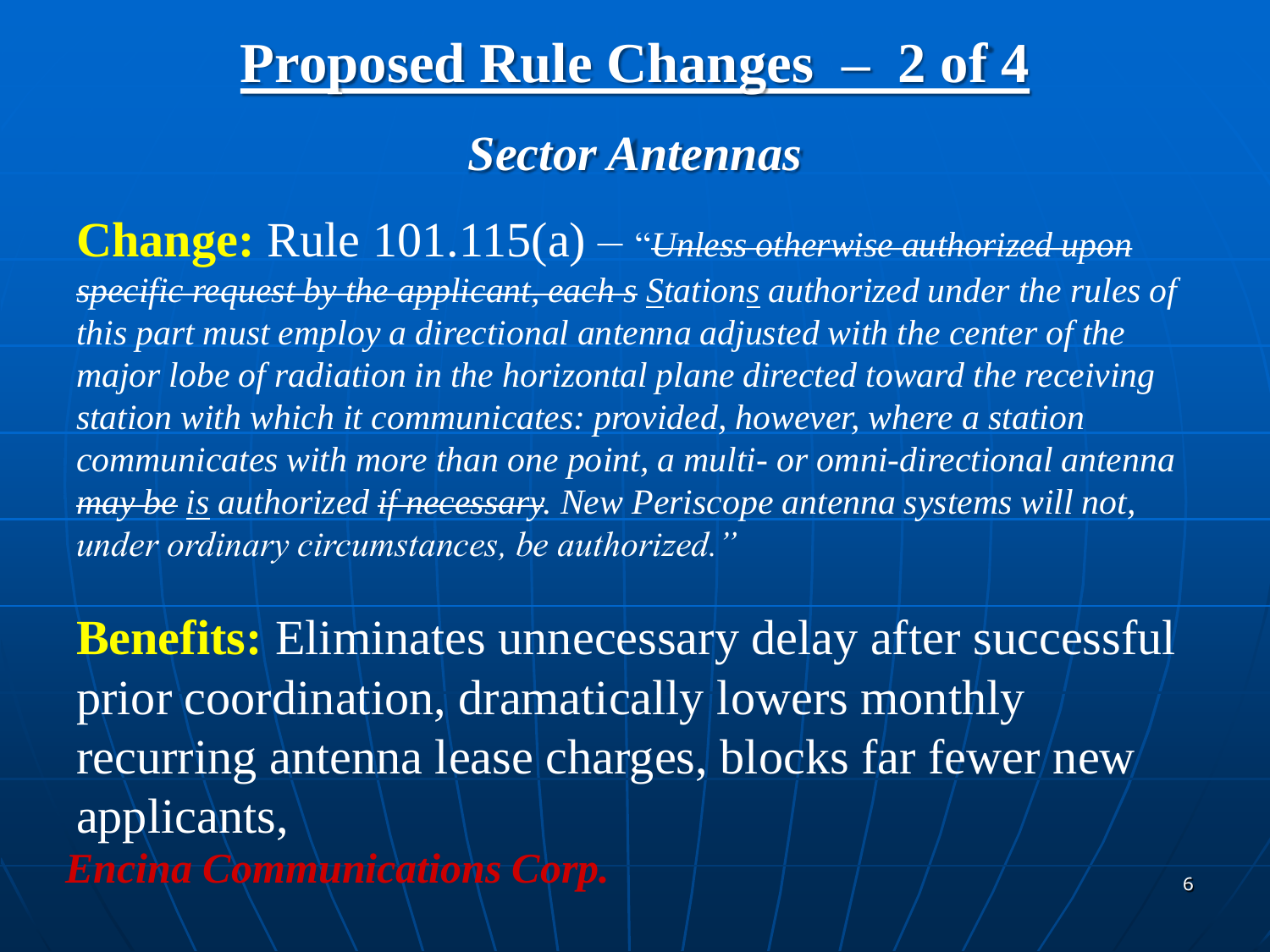# Proposed Rule Changes – 2 of 4

## *Sector Antennas*

**Change:** Rule 101.115(a) – "~~*Unless otherwise authorized upon specific request by the applicant, each s*~~ *<u>S</u>tation<u>s</u> authorized under the rules of this part must employ a directional antenna adjusted with the center of the major lobe of radiation in the horizontal plane directed toward the receiving station with which it communicates: provided, however, where a station communicates with more than one point, a multi- or omni-directional antenna* ~~*may be*~~ *<u>is</u> authorized* ~~*if necessary*~~*. New Periscope antenna systems will not, under ordinary circumstances, be authorized."*

**Benefits:** Eliminates unnecessary delay after successful prior coordination, dramatically lowers monthly recurring antenna lease charges, blocks far fewer new applicants,

*Encina Communications Corp.*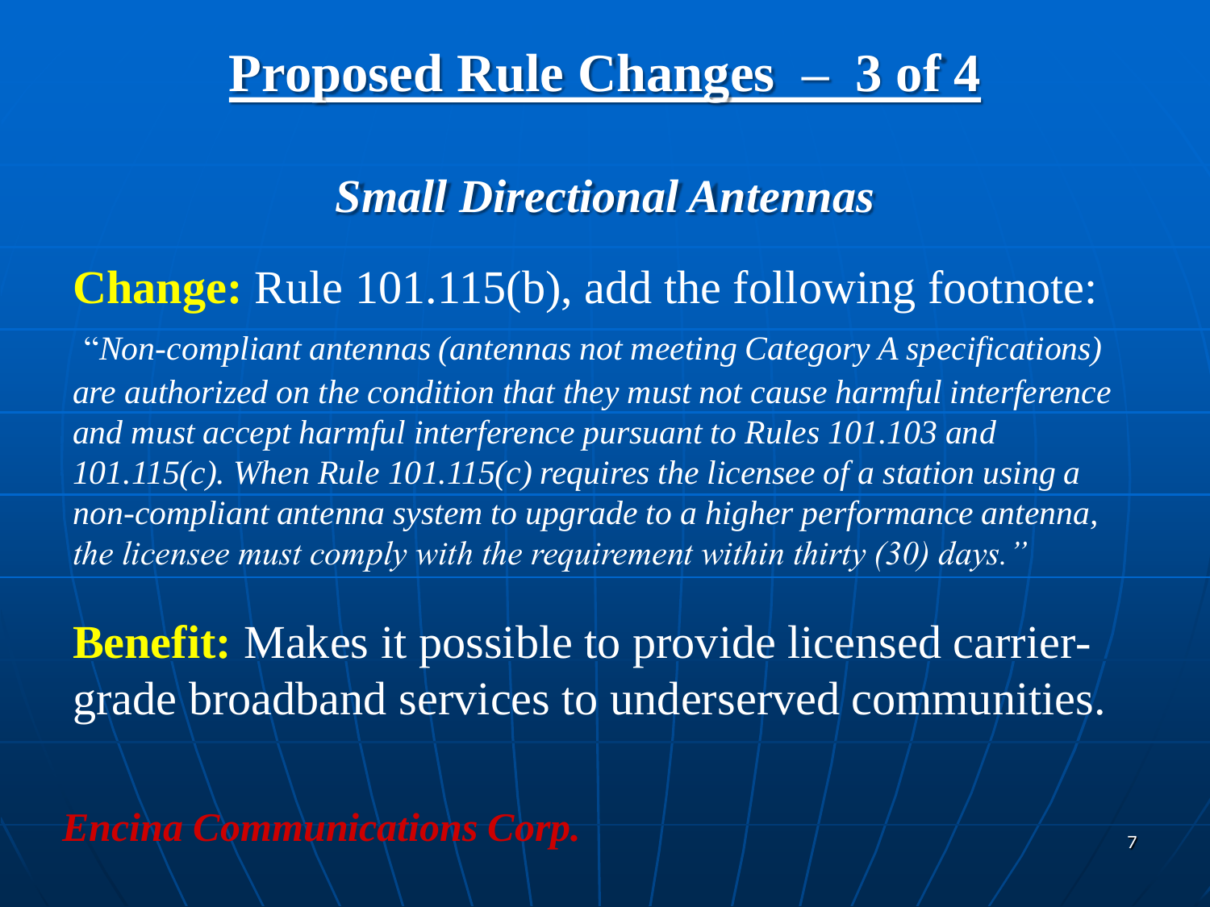# Proposed Rule Changes – 3 of 4

## *Small Directional Antennas*

**Change:** Rule 101.115(b), add the following footnote:

"*Non-compliant antennas (antennas not meeting Category A specifications) are authorized on the condition that they must not cause harmful interference and must accept harmful interference pursuant to Rules 101.103 and 101.115(c). When Rule 101.115(c) requires the licensee of a station using a non-compliant antenna system to upgrade to a higher performance antenna, the licensee must comply with the requirement within thirty (30) days.*"

**Benefit:** Makes it possible to provide licensed carrier-grade broadband services to underserved communities.

***Encina Communications Corp.***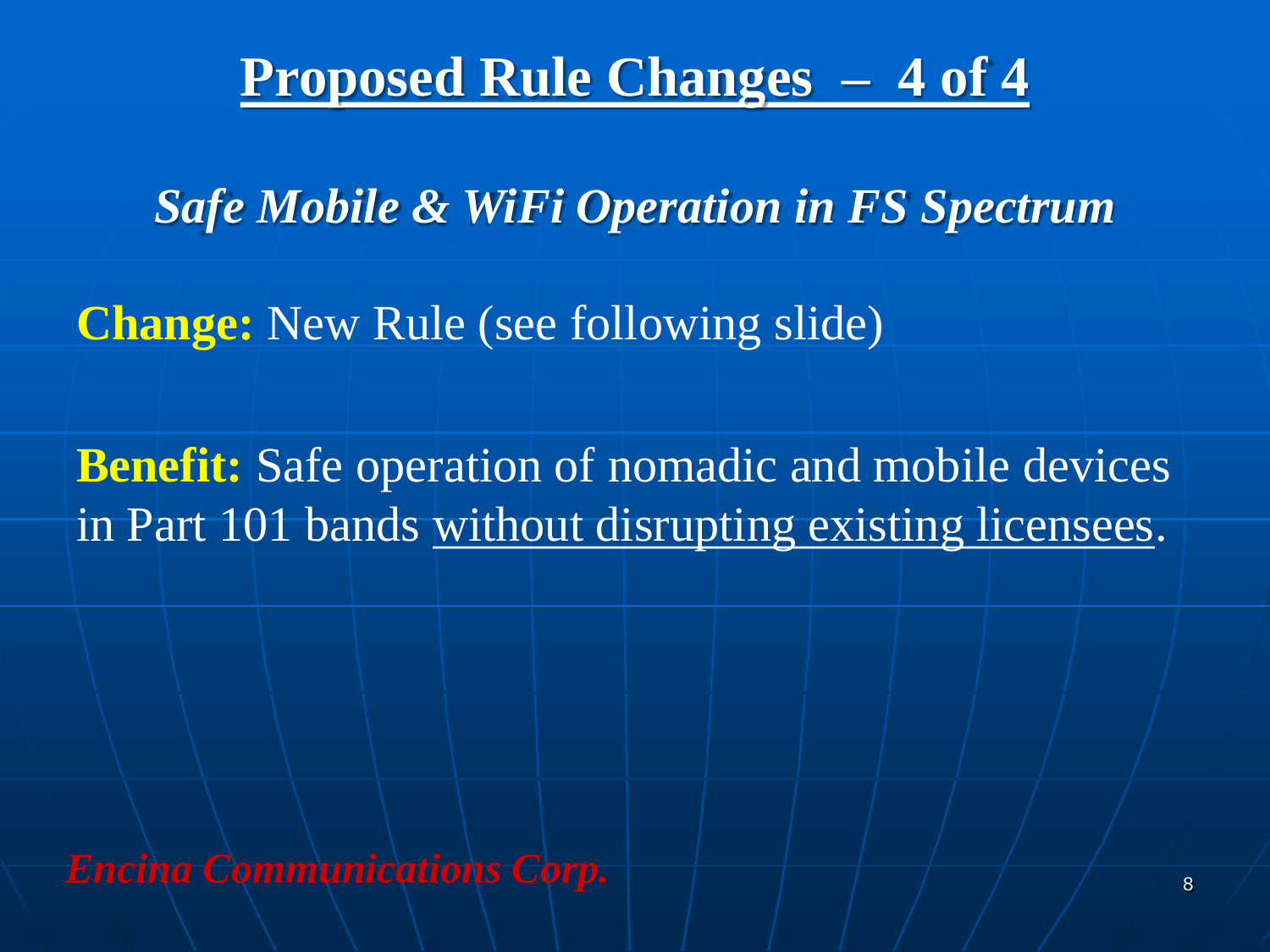# Proposed Rule Changes – 4 of 4

## *Safe Mobile & WiFi Operation in FS Spectrum*

**Change:** New Rule (see following slide)

**Benefit:** Safe operation of nomadic and mobile devices in Part 101 bands without disrupting existing licensees.

***Encina Communications Corp.***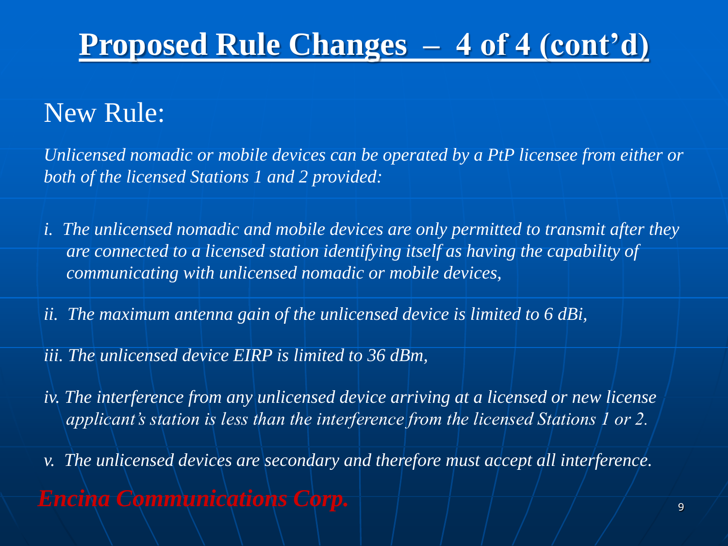# Proposed Rule Changes – 4 of 4 (cont'd)

## New Rule:

*Unlicensed nomadic or mobile devices can be operated by a PtP licensee from either or both of the licensed Stations 1 and 2 provided:*

*i. The unlicensed nomadic and mobile devices are only permitted to transmit after they are connected to a licensed station identifying itself as having the capability of communicating with unlicensed nomadic or mobile devices,*

*ii. The maximum antenna gain of the unlicensed device is limited to 6 dBi,*

*iii. The unlicensed device EIRP is limited to 36 dBm,*

*iv. The interference from any unlicensed device arriving at a licensed or new license applicant's station is less than the interference from the licensed Stations 1 or 2.*

*v. The unlicensed devices are secondary and therefore must accept all interference.*

***Encina Communications Corp.***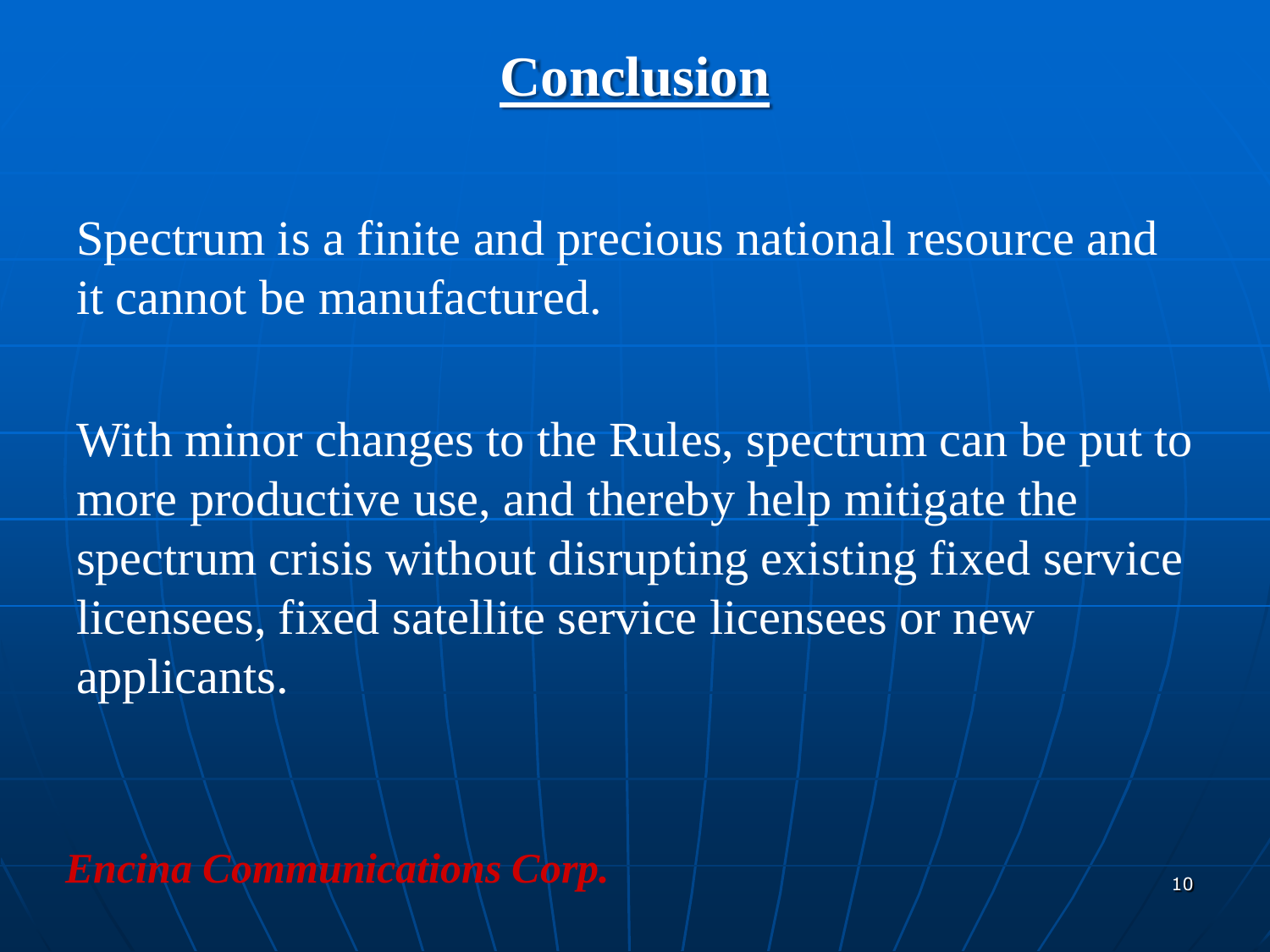# Conclusion

Spectrum is a finite and precious national resource and it cannot be manufactured.

With minor changes to the Rules, spectrum can be put to more productive use, and thereby help mitigate the spectrum crisis without disrupting existing fixed service licensees, fixed satellite service licensees or new applicants.

*Encina Communications Corp.*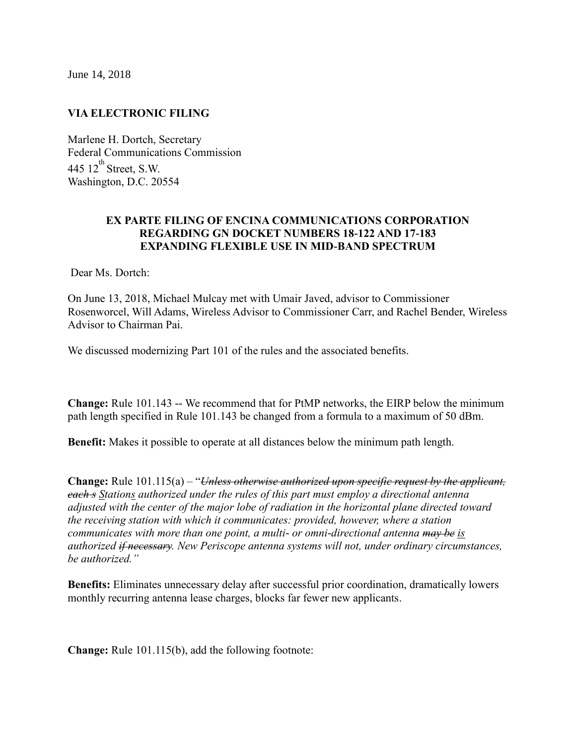June 14, 2018

**VIA ELECTRONIC FILING**

Marlene H. Dortch, Secretary
Federal Communications Commission
445 12th Street, S.W.
Washington, D.C. 20554

**EX PARTE FILING OF ENCINA COMMUNICATIONS CORPORATION REGARDING GN DOCKET NUMBERS 18-122 AND 17-183 EXPANDING FLEXIBLE USE IN MID-BAND SPECTRUM**

Dear Ms. Dortch:

On June 13, 2018, Michael Mulcay met with Umair Javed, advisor to Commissioner Rosenworcel, Will Adams, Wireless Advisor to Commissioner Carr, and Rachel Bender, Wireless Advisor to Chairman Pai.

We discussed modernizing Part 101 of the rules and the associated benefits.

**Change:** Rule 101.143 -- We recommend that for PtMP networks, the EIRP below the minimum path length specified in Rule 101.143 be changed from a formula to a maximum of 50 dBm.

**Benefit:** Makes it possible to operate at all distances below the minimum path length.

**Change:** Rule 101.115(a) – "*~~Unless otherwise authorized upon specific request by the applicant, each s~~ <u>S</u>tation<u>s</u> authorized under the rules of this part must employ a directional antenna adjusted with the center of the major lobe of radiation in the horizontal plane directed toward the receiving station with which it communicates: provided, however, where a station communicates with more than one point, a multi- or omni-directional antenna ~~may be~~ <u>is</u> authorized ~~if necessary~~. New Periscope antenna systems will not, under ordinary circumstances, be authorized.*"

**Benefits:** Eliminates unnecessary delay after successful prior coordination, dramatically lowers monthly recurring antenna lease charges, blocks far fewer new applicants.

**Change:** Rule 101.115(b), add the following footnote: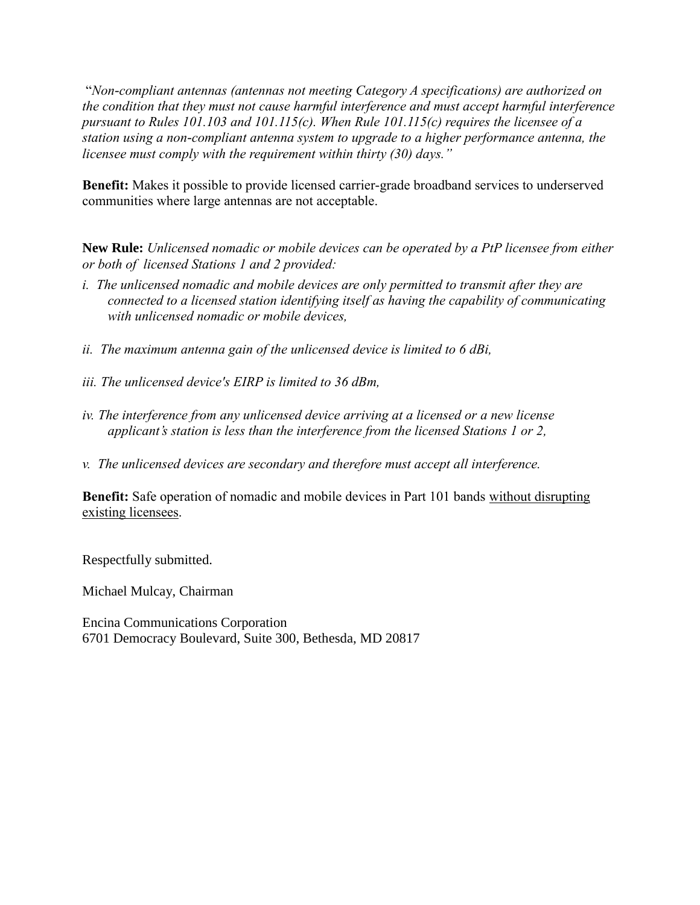"*Non-compliant antennas (antennas not meeting Category A specifications) are authorized on the condition that they must not cause harmful interference and must accept harmful interference pursuant to Rules 101.103 and 101.115(c). When Rule 101.115(c) requires the licensee of a station using a non-compliant antenna system to upgrade to a higher performance antenna, the licensee must comply with the requirement within thirty (30) days.*"

**Benefit:** Makes it possible to provide licensed carrier-grade broadband services to underserved communities where large antennas are not acceptable.

**New Rule:** *Unlicensed nomadic or mobile devices can be operated by a PtP licensee from either or both of licensed Stations 1 and 2 provided:*

*i. The unlicensed nomadic and mobile devices are only permitted to transmit after they are connected to a licensed station identifying itself as having the capability of communicating with unlicensed nomadic or mobile devices,*

*ii. The maximum antenna gain of the unlicensed device is limited to 6 dBi,*

*iii. The unlicensed device's EIRP is limited to 36 dBm,*

*iv. The interference from any unlicensed device arriving at a licensed or a new license applicant's station is less than the interference from the licensed Stations 1 or 2,*

*v. The unlicensed devices are secondary and therefore must accept all interference.*

**Benefit:** Safe operation of nomadic and mobile devices in Part 101 bands <u>without disrupting existing licensees</u>.

Respectfully submitted.

Michael Mulcay, Chairman

Encina Communications Corporation
6701 Democracy Boulevard, Suite 300, Bethesda, MD 20817